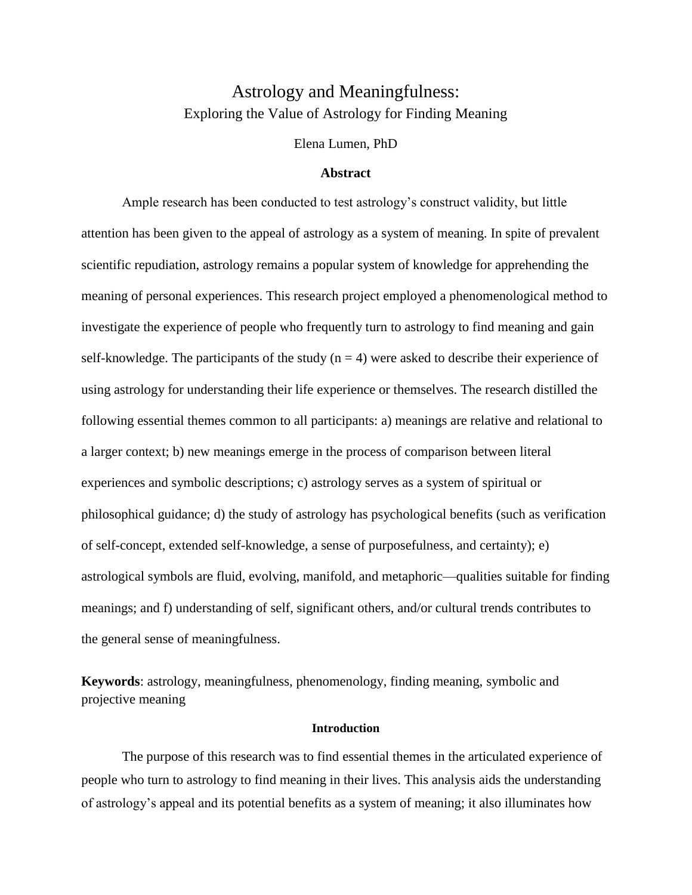# Astrology and Meaningfulness:

## Exploring the Value of Astrology for Finding Meaning

Elena Lumen, PhD

### Abstract

Ample research has been conducted to test astrology's construct validity, but little attention has been given to the appeal of astrology as a system of meaning. In spite of prevalent scientific repudiation, astrology remains a popular system of knowledge for apprehending the meaning of personal experiences. This research project employed a phenomenological method to investigate the experience of people who frequently turn to astrology to find meaning and gain self-knowledge. The participants of the study ($n = 4$) were asked to describe their experience of using astrology for understanding their life experience or themselves. The research distilled the following essential themes common to all participants: a) meanings are relative and relational to a larger context; b) new meanings emerge in the process of comparison between literal experiences and symbolic descriptions; c) astrology serves as a system of spiritual or philosophical guidance; d) the study of astrology has psychological benefits (such as verification of self-concept, extended self-knowledge, a sense of purposefulness, and certainty); e) astrological symbols are fluid, evolving, manifold, and metaphoric—qualities suitable for finding meanings; and f) understanding of self, significant others, and/or cultural trends contributes to the general sense of meaningfulness.

**Keywords**: astrology, meaningfulness, phenomenology, finding meaning, symbolic and projective meaning

### Introduction

The purpose of this research was to find essential themes in the articulated experience of people who turn to astrology to find meaning in their lives. This analysis aids the understanding of astrology's appeal and its potential benefits as a system of meaning; it also illuminates how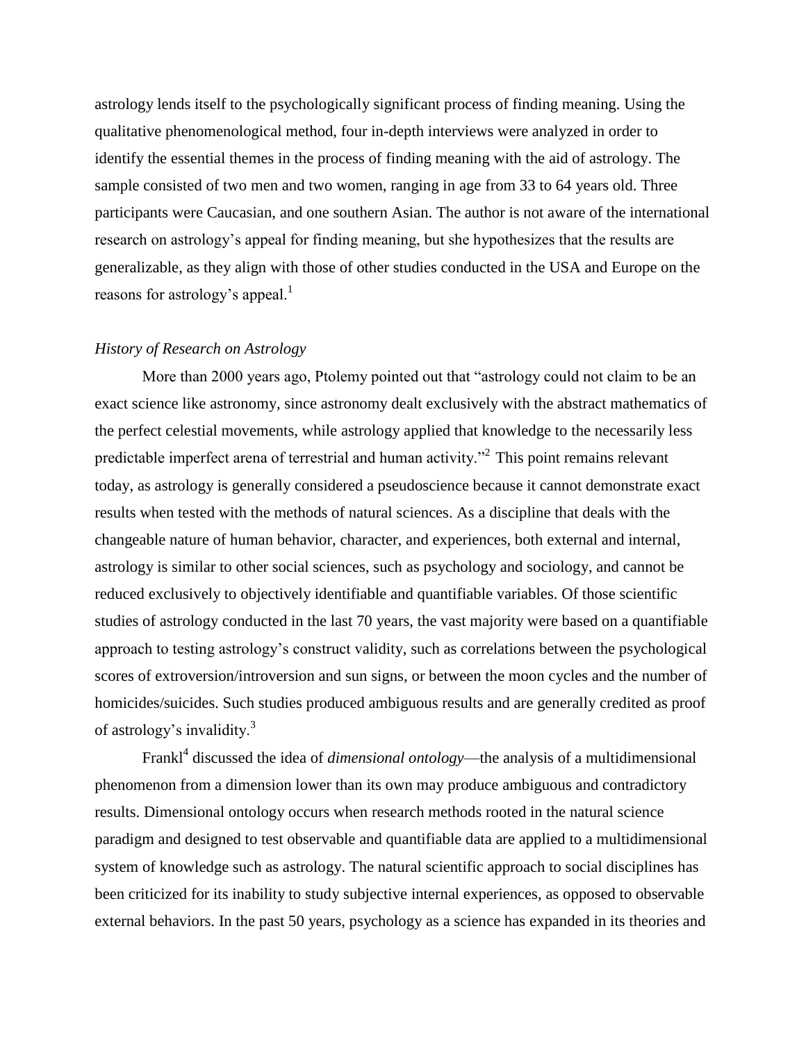astrology lends itself to the psychologically significant process of finding meaning. Using the qualitative phenomenological method, four in-depth interviews were analyzed in order to identify the essential themes in the process of finding meaning with the aid of astrology. The sample consisted of two men and two women, ranging in age from 33 to 64 years old. Three participants were Caucasian, and one southern Asian. The author is not aware of the international research on astrology's appeal for finding meaning, but she hypothesizes that the results are generalizable, as they align with those of other studies conducted in the USA and Europe on the reasons for astrology's appeal.[1]

*History of Research on Astrology*

More than 2000 years ago, Ptolemy pointed out that "astrology could not claim to be an exact science like astronomy, since astronomy dealt exclusively with the abstract mathematics of the perfect celestial movements, while astrology applied that knowledge to the necessarily less predictable imperfect arena of terrestrial and human activity."[2] This point remains relevant today, as astrology is generally considered a pseudoscience because it cannot demonstrate exact results when tested with the methods of natural sciences. As a discipline that deals with the changeable nature of human behavior, character, and experiences, both external and internal, astrology is similar to other social sciences, such as psychology and sociology, and cannot be reduced exclusively to objectively identifiable and quantifiable variables. Of those scientific studies of astrology conducted in the last 70 years, the vast majority were based on a quantifiable approach to testing astrology's construct validity, such as correlations between the psychological scores of extroversion/introversion and sun signs, or between the moon cycles and the number of homicides/suicides. Such studies produced ambiguous results and are generally credited as proof of astrology's invalidity.[3]

Frankl[4] discussed the idea of *dimensional ontology*—the analysis of a multidimensional phenomenon from a dimension lower than its own may produce ambiguous and contradictory results. Dimensional ontology occurs when research methods rooted in the natural science paradigm and designed to test observable and quantifiable data are applied to a multidimensional system of knowledge such as astrology. The natural scientific approach to social disciplines has been criticized for its inability to study subjective internal experiences, as opposed to observable external behaviors. In the past 50 years, psychology as a science has expanded in its theories and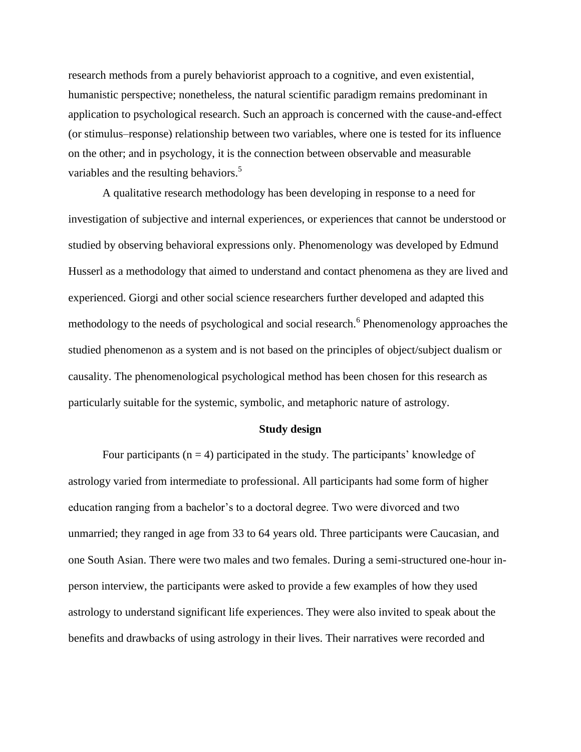research methods from a purely behaviorist approach to a cognitive, and even existential, humanistic perspective; nonetheless, the natural scientific paradigm remains predominant in application to psychological research. Such an approach is concerned with the cause-and-effect (or stimulus–response) relationship between two variables, where one is tested for its influence on the other; and in psychology, it is the connection between observable and measurable variables and the resulting behaviors.[5]

A qualitative research methodology has been developing in response to a need for investigation of subjective and internal experiences, or experiences that cannot be understood or studied by observing behavioral expressions only. Phenomenology was developed by Edmund Husserl as a methodology that aimed to understand and contact phenomena as they are lived and experienced. Giorgi and other social science researchers further developed and adapted this methodology to the needs of psychological and social research.[6] Phenomenology approaches the studied phenomenon as a system and is not based on the principles of object/subject dualism or causality. The phenomenological psychological method has been chosen for this research as particularly suitable for the systemic, symbolic, and metaphoric nature of astrology.

## Study design

Four participants (n = 4) participated in the study. The participants' knowledge of astrology varied from intermediate to professional. All participants had some form of higher education ranging from a bachelor's to a doctoral degree. Two were divorced and two unmarried; they ranged in age from 33 to 64 years old. Three participants were Caucasian, and one South Asian. There were two males and two females. During a semi-structured one-hour in-person interview, the participants were asked to provide a few examples of how they used astrology to understand significant life experiences. They were also invited to speak about the benefits and drawbacks of using astrology in their lives. Their narratives were recorded and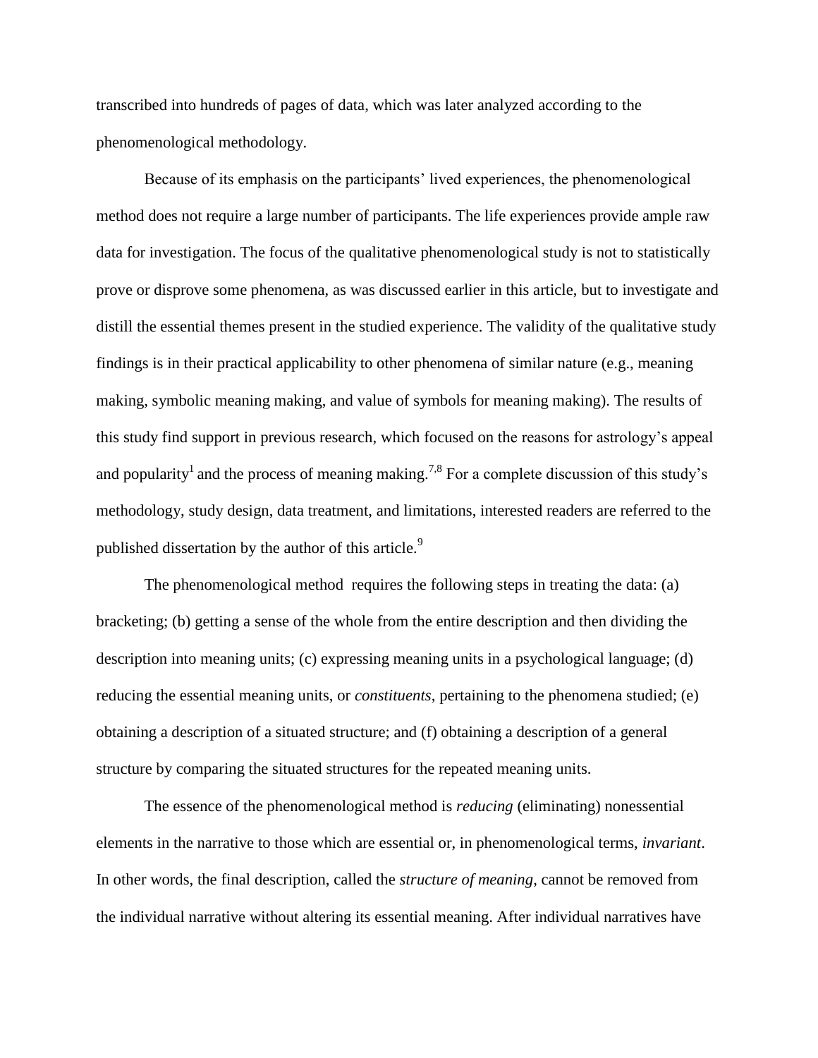transcribed into hundreds of pages of data, which was later analyzed according to the phenomenological methodology.

Because of its emphasis on the participants' lived experiences, the phenomenological method does not require a large number of participants. The life experiences provide ample raw data for investigation. The focus of the qualitative phenomenological study is not to statistically prove or disprove some phenomena, as was discussed earlier in this article, but to investigate and distill the essential themes present in the studied experience. The validity of the qualitative study findings is in their practical applicability to other phenomena of similar nature (e.g., meaning making, symbolic meaning making, and value of symbols for meaning making). The results of this study find support in previous research, which focused on the reasons for astrology's appeal and popularity[1] and the process of meaning making.[7,8] For a complete discussion of this study's methodology, study design, data treatment, and limitations, interested readers are referred to the published dissertation by the author of this article.[9]

The phenomenological method requires the following steps in treating the data: (a) bracketing; (b) getting a sense of the whole from the entire description and then dividing the description into meaning units; (c) expressing meaning units in a psychological language; (d) reducing the essential meaning units, or *constituents*, pertaining to the phenomena studied; (e) obtaining a description of a situated structure; and (f) obtaining a description of a general structure by comparing the situated structures for the repeated meaning units.

The essence of the phenomenological method is *reducing* (eliminating) nonessential elements in the narrative to those which are essential or, in phenomenological terms, *invariant*. In other words, the final description, called the *structure of meaning*, cannot be removed from the individual narrative without altering its essential meaning. After individual narratives have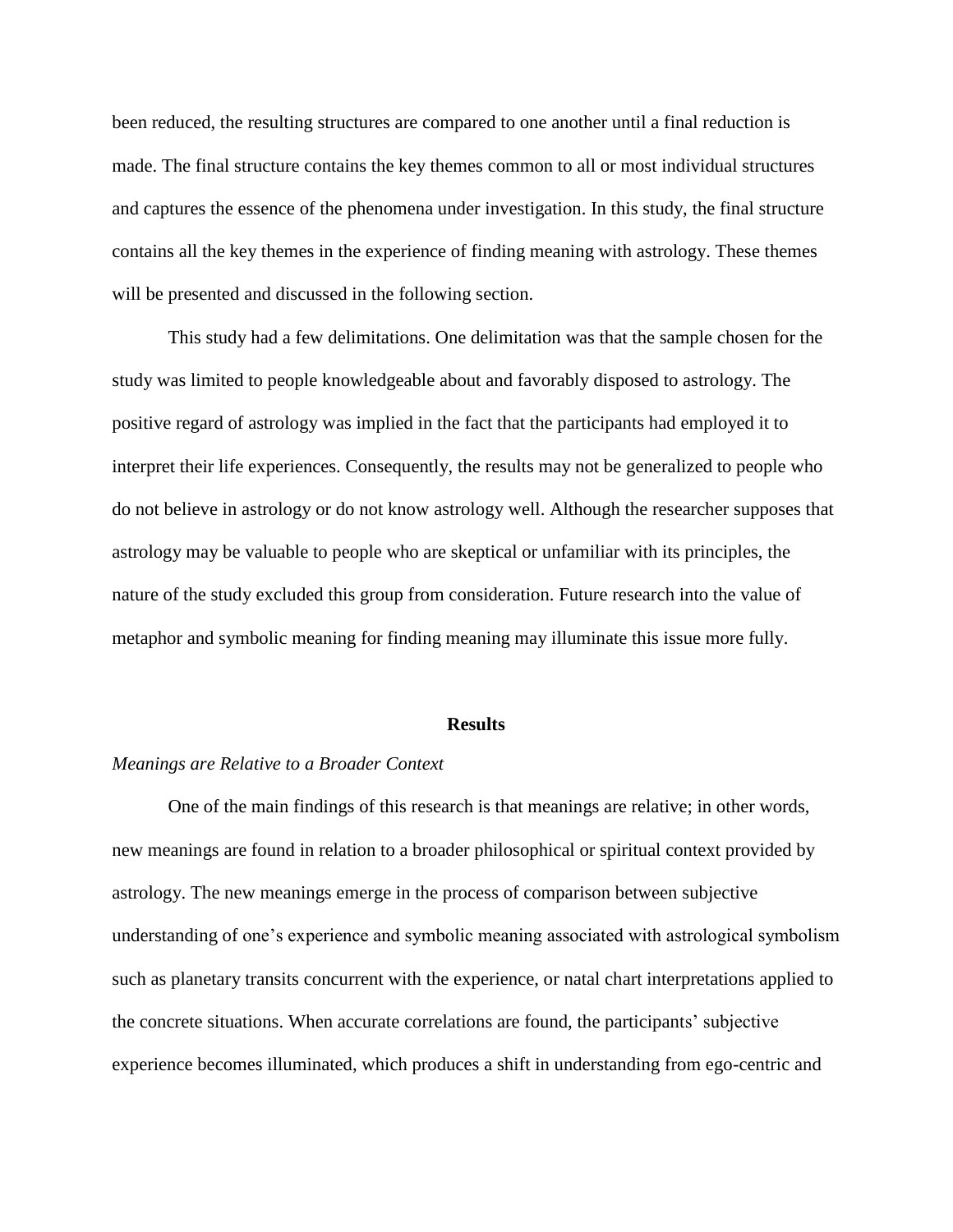been reduced, the resulting structures are compared to one another until a final reduction is made. The final structure contains the key themes common to all or most individual structures and captures the essence of the phenomena under investigation. In this study, the final structure contains all the key themes in the experience of finding meaning with astrology. These themes will be presented and discussed in the following section.

This study had a few delimitations. One delimitation was that the sample chosen for the study was limited to people knowledgeable about and favorably disposed to astrology. The positive regard of astrology was implied in the fact that the participants had employed it to interpret their life experiences. Consequently, the results may not be generalized to people who do not believe in astrology or do not know astrology well. Although the researcher supposes that astrology may be valuable to people who are skeptical or unfamiliar with its principles, the nature of the study excluded this group from consideration. Future research into the value of metaphor and symbolic meaning for finding meaning may illuminate this issue more fully.

## Results

### *Meanings are Relative to a Broader Context*

One of the main findings of this research is that meanings are relative; in other words, new meanings are found in relation to a broader philosophical or spiritual context provided by astrology. The new meanings emerge in the process of comparison between subjective understanding of one's experience and symbolic meaning associated with astrological symbolism such as planetary transits concurrent with the experience, or natal chart interpretations applied to the concrete situations. When accurate correlations are found, the participants' subjective experience becomes illuminated, which produces a shift in understanding from ego-centric and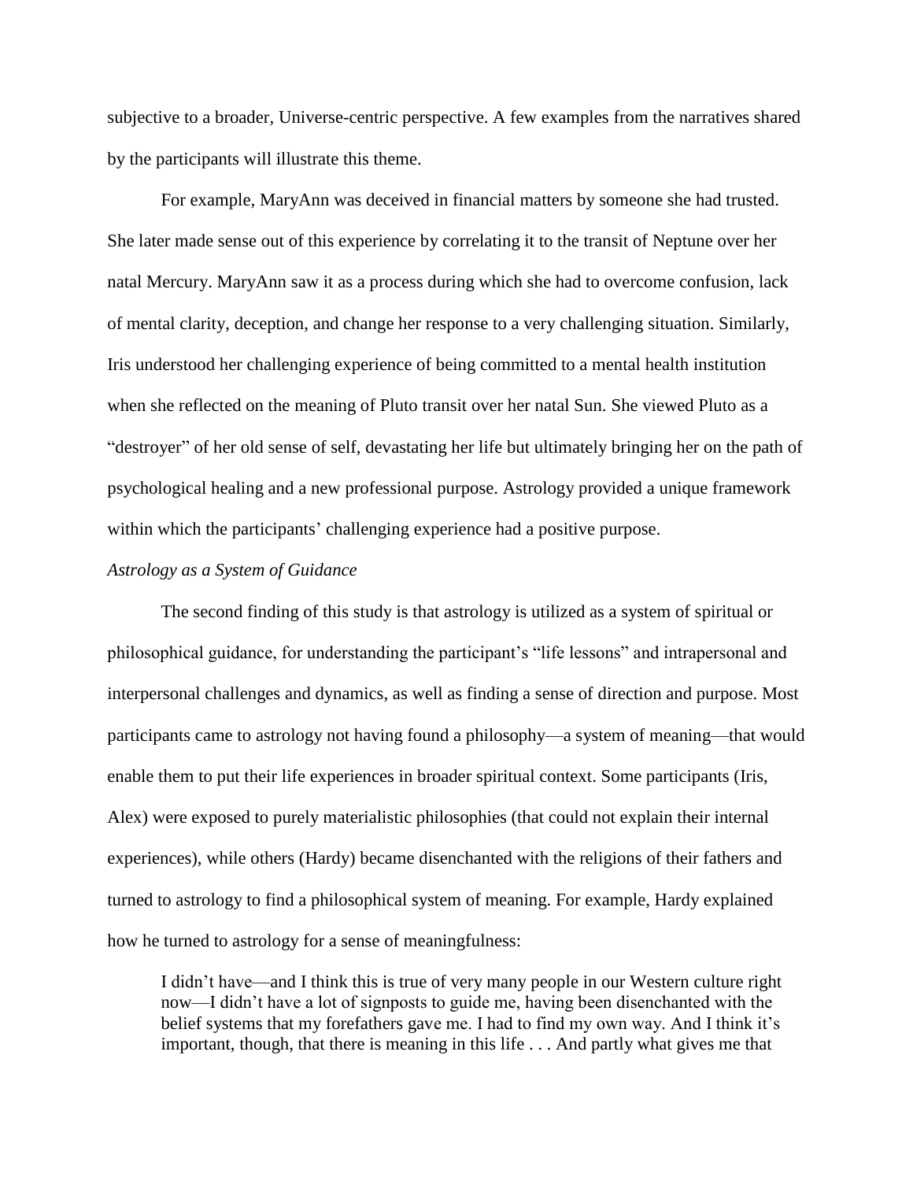subjective to a broader, Universe-centric perspective. A few examples from the narratives shared by the participants will illustrate this theme.

For example, MaryAnn was deceived in financial matters by someone she had trusted. She later made sense out of this experience by correlating it to the transit of Neptune over her natal Mercury. MaryAnn saw it as a process during which she had to overcome confusion, lack of mental clarity, deception, and change her response to a very challenging situation. Similarly, Iris understood her challenging experience of being committed to a mental health institution when she reflected on the meaning of Pluto transit over her natal Sun. She viewed Pluto as a "destroyer" of her old sense of self, devastating her life but ultimately bringing her on the path of psychological healing and a new professional purpose. Astrology provided a unique framework within which the participants' challenging experience had a positive purpose.

*Astrology as a System of Guidance*

The second finding of this study is that astrology is utilized as a system of spiritual or philosophical guidance, for understanding the participant's "life lessons" and intrapersonal and interpersonal challenges and dynamics, as well as finding a sense of direction and purpose. Most participants came to astrology not having found a philosophy—a system of meaning—that would enable them to put their life experiences in broader spiritual context. Some participants (Iris, Alex) were exposed to purely materialistic philosophies (that could not explain their internal experiences), while others (Hardy) became disenchanted with the religions of their fathers and turned to astrology to find a philosophical system of meaning. For example, Hardy explained how he turned to astrology for a sense of meaningfulness:

> I didn't have—and I think this is true of very many people in our Western culture right now—I didn't have a lot of signposts to guide me, having been disenchanted with the belief systems that my forefathers gave me. I had to find my own way. And I think it's important, though, that there is meaning in this life . . . And partly what gives me that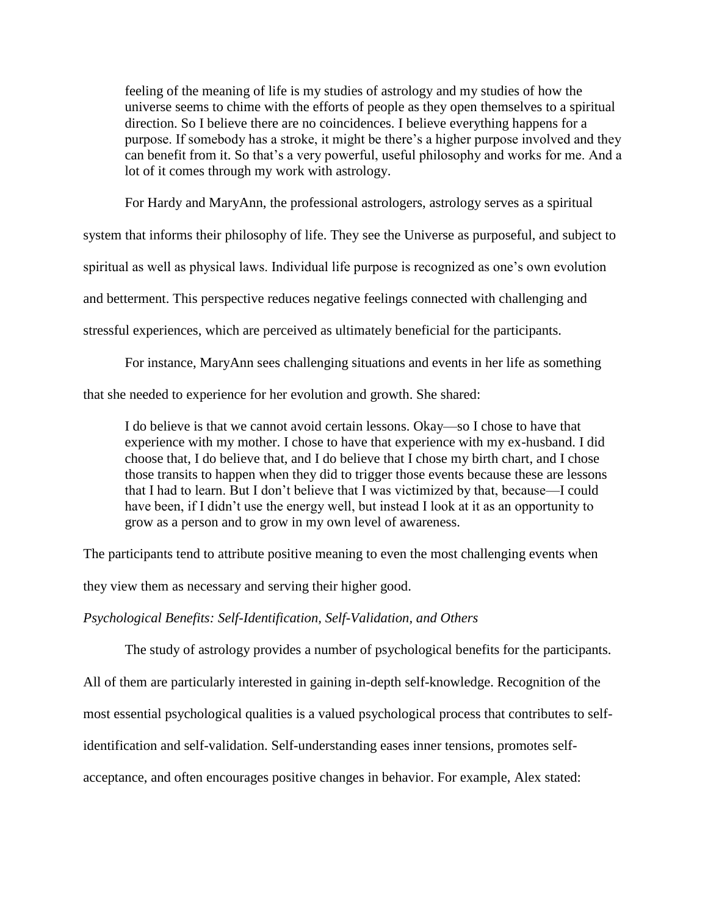> feeling of the meaning of life is my studies of astrology and my studies of how the universe seems to chime with the efforts of people as they open themselves to a spiritual direction. So I believe there are no coincidences. I believe everything happens for a purpose. If somebody has a stroke, it might be there's a higher purpose involved and they can benefit from it. So that's a very powerful, useful philosophy and works for me. And a lot of it comes through my work with astrology.

For Hardy and MaryAnn, the professional astrologers, astrology serves as a spiritual system that informs their philosophy of life. They see the Universe as purposeful, and subject to spiritual as well as physical laws. Individual life purpose is recognized as one's own evolution and betterment. This perspective reduces negative feelings connected with challenging and stressful experiences, which are perceived as ultimately beneficial for the participants.

For instance, MaryAnn sees challenging situations and events in her life as something that she needed to experience for her evolution and growth. She shared:

> I do believe is that we cannot avoid certain lessons. Okay—so I chose to have that experience with my mother. I chose to have that experience with my ex-husband. I did choose that, I do believe that, and I do believe that I chose my birth chart, and I chose those transits to happen when they did to trigger those events because these are lessons that I had to learn. But I don't believe that I was victimized by that, because—I could have been, if I didn't use the energy well, but instead I look at it as an opportunity to grow as a person and to grow in my own level of awareness.

The participants tend to attribute positive meaning to even the most challenging events when they view them as necessary and serving their higher good.

*Psychological Benefits: Self-Identification, Self-Validation, and Others*

The study of astrology provides a number of psychological benefits for the participants. All of them are particularly interested in gaining in-depth self-knowledge. Recognition of the most essential psychological qualities is a valued psychological process that contributes to self-identification and self-validation. Self-understanding eases inner tensions, promotes self-acceptance, and often encourages positive changes in behavior. For example, Alex stated: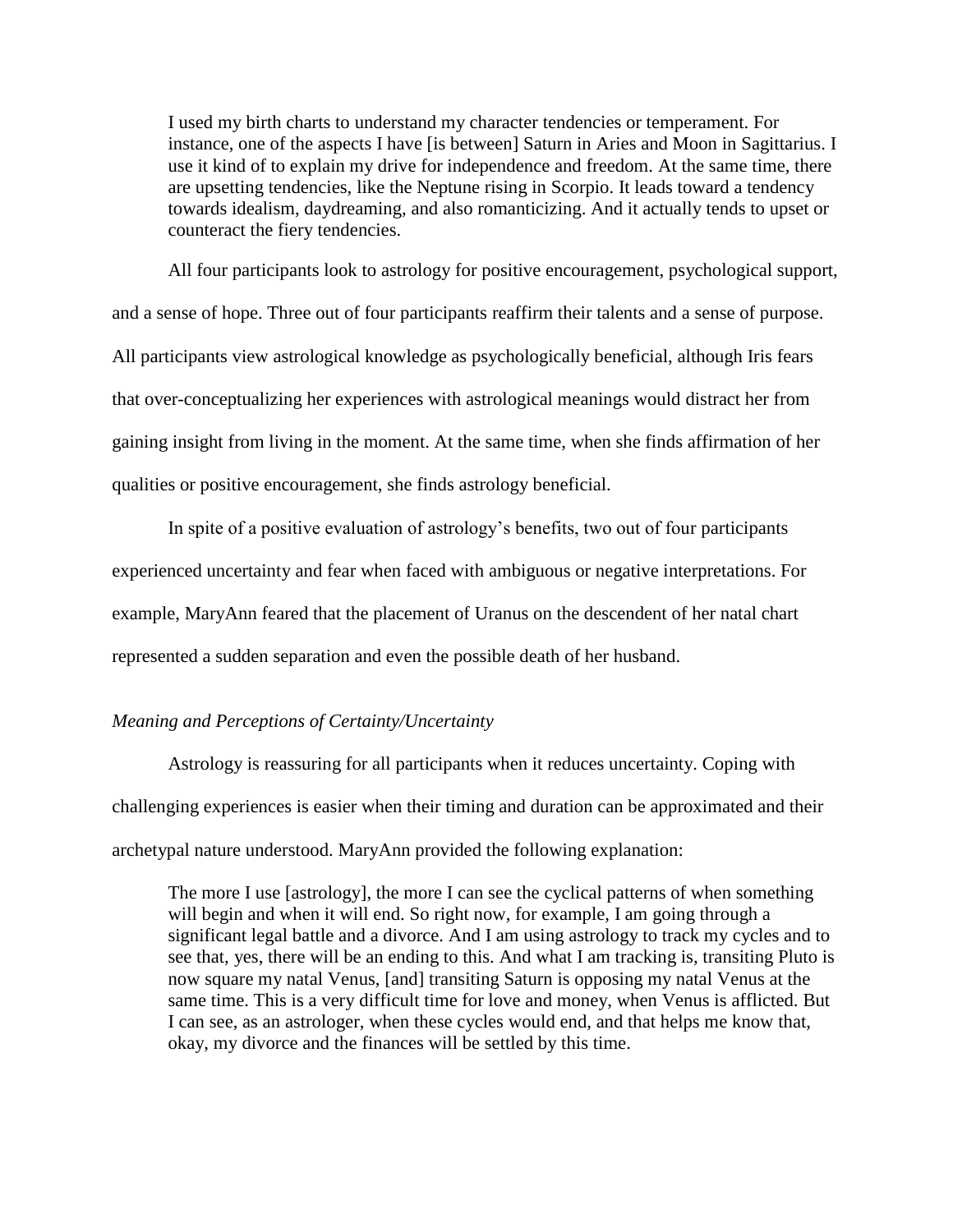> I used my birth charts to understand my character tendencies or temperament. For instance, one of the aspects I have [is between] Saturn in Aries and Moon in Sagittarius. I use it kind of to explain my drive for independence and freedom. At the same time, there are upsetting tendencies, like the Neptune rising in Scorpio. It leads toward a tendency towards idealism, daydreaming, and also romanticizing. And it actually tends to upset or counteract the fiery tendencies.

All four participants look to astrology for positive encouragement, psychological support, and a sense of hope. Three out of four participants reaffirm their talents and a sense of purpose. All participants view astrological knowledge as psychologically beneficial, although Iris fears that over-conceptualizing her experiences with astrological meanings would distract her from gaining insight from living in the moment. At the same time, when she finds affirmation of her qualities or positive encouragement, she finds astrology beneficial.

In spite of a positive evaluation of astrology's benefits, two out of four participants experienced uncertainty and fear when faced with ambiguous or negative interpretations. For example, MaryAnn feared that the placement of Uranus on the descendent of her natal chart represented a sudden separation and even the possible death of her husband.

*Meaning and Perceptions of Certainty/Uncertainty*

Astrology is reassuring for all participants when it reduces uncertainty. Coping with challenging experiences is easier when their timing and duration can be approximated and their archetypal nature understood. MaryAnn provided the following explanation:

> The more I use [astrology], the more I can see the cyclical patterns of when something will begin and when it will end. So right now, for example, I am going through a significant legal battle and a divorce. And I am using astrology to track my cycles and to see that, yes, there will be an ending to this. And what I am tracking is, transiting Pluto is now square my natal Venus, [and] transiting Saturn is opposing my natal Venus at the same time. This is a very difficult time for love and money, when Venus is afflicted. But I can see, as an astrologer, when these cycles would end, and that helps me know that, okay, my divorce and the finances will be settled by this time.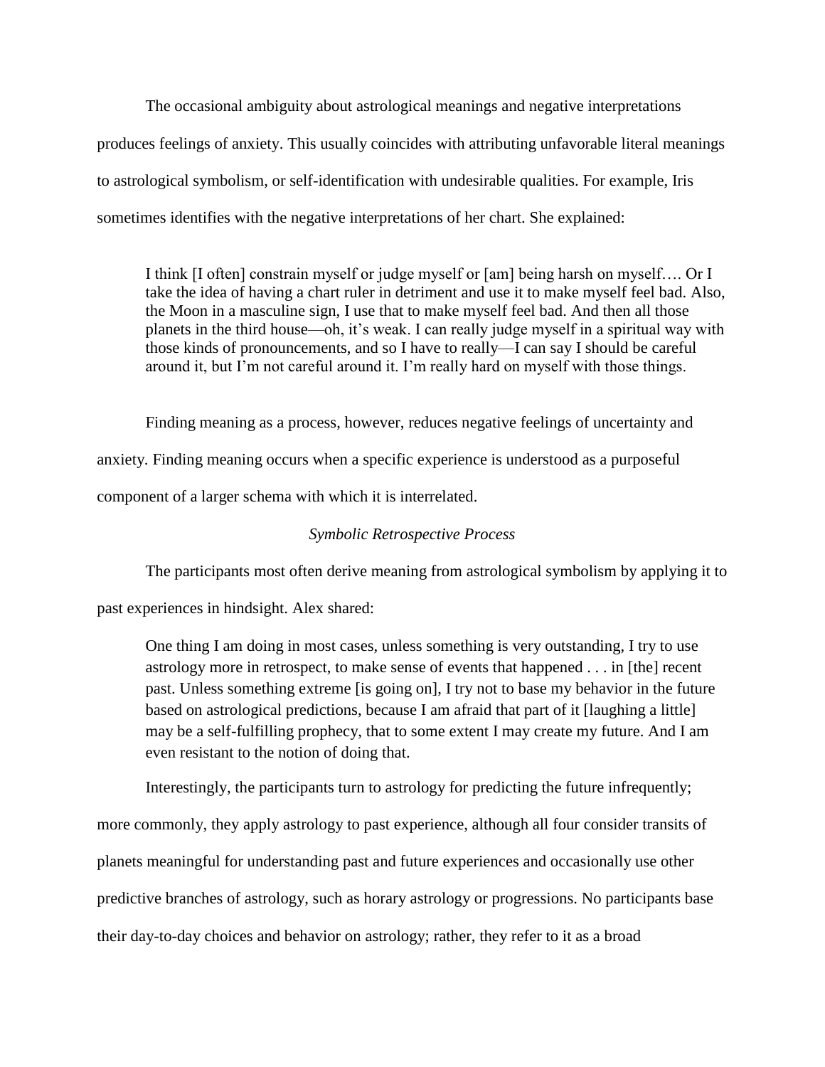The occasional ambiguity about astrological meanings and negative interpretations produces feelings of anxiety. This usually coincides with attributing unfavorable literal meanings to astrological symbolism, or self-identification with undesirable qualities. For example, Iris sometimes identifies with the negative interpretations of her chart. She explained:

> I think [I often] constrain myself or judge myself or [am] being harsh on myself…. Or I take the idea of having a chart ruler in detriment and use it to make myself feel bad. Also, the Moon in a masculine sign, I use that to make myself feel bad. And then all those planets in the third house—oh, it's weak. I can really judge myself in a spiritual way with those kinds of pronouncements, and so I have to really—I can say I should be careful around it, but I'm not careful around it. I'm really hard on myself with those things.

Finding meaning as a process, however, reduces negative feelings of uncertainty and anxiety. Finding meaning occurs when a specific experience is understood as a purposeful component of a larger schema with which it is interrelated.

*Symbolic Retrospective Process*

The participants most often derive meaning from astrological symbolism by applying it to past experiences in hindsight. Alex shared:

> One thing I am doing in most cases, unless something is very outstanding, I try to use astrology more in retrospect, to make sense of events that happened . . . in [the] recent past. Unless something extreme [is going on], I try not to base my behavior in the future based on astrological predictions, because I am afraid that part of it [laughing a little] may be a self-fulfilling prophecy, that to some extent I may create my future. And I am even resistant to the notion of doing that.

Interestingly, the participants turn to astrology for predicting the future infrequently; more commonly, they apply astrology to past experience, although all four consider transits of planets meaningful for understanding past and future experiences and occasionally use other predictive branches of astrology, such as horary astrology or progressions. No participants base their day-to-day choices and behavior on astrology; rather, they refer to it as a broad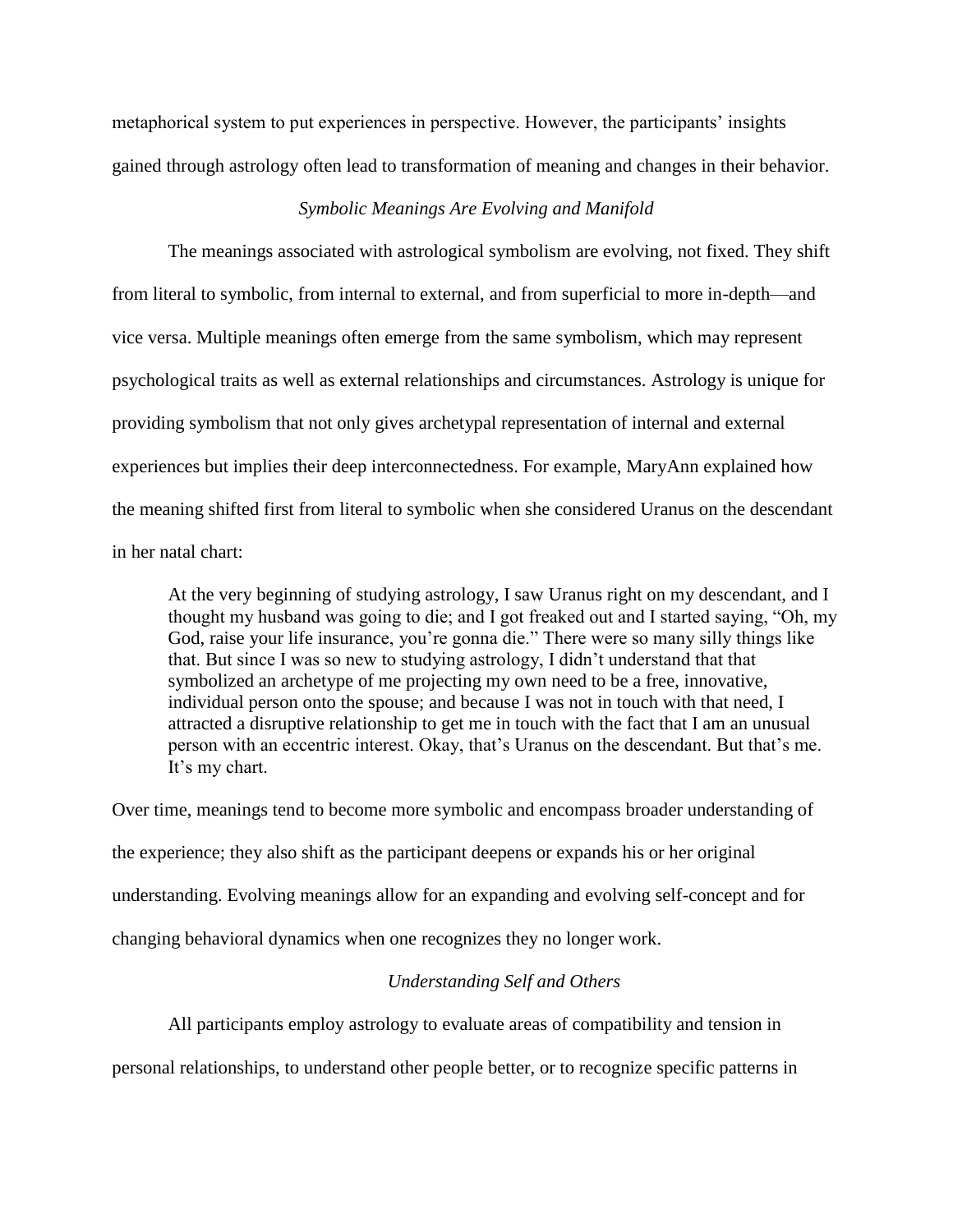metaphorical system to put experiences in perspective. However, the participants' insights gained through astrology often lead to transformation of meaning and changes in their behavior.

### *Symbolic Meanings Are Evolving and Manifold*

The meanings associated with astrological symbolism are evolving, not fixed. They shift from literal to symbolic, from internal to external, and from superficial to more in-depth—and vice versa. Multiple meanings often emerge from the same symbolism, which may represent psychological traits as well as external relationships and circumstances. Astrology is unique for providing symbolism that not only gives archetypal representation of internal and external experiences but implies their deep interconnectedness. For example, MaryAnn explained how the meaning shifted first from literal to symbolic when she considered Uranus on the descendant in her natal chart:

> At the very beginning of studying astrology, I saw Uranus right on my descendant, and I thought my husband was going to die; and I got freaked out and I started saying, "Oh, my God, raise your life insurance, you're gonna die." There were so many silly things like that. But since I was so new to studying astrology, I didn't understand that that symbolized an archetype of me projecting my own need to be a free, innovative, individual person onto the spouse; and because I was not in touch with that need, I attracted a disruptive relationship to get me in touch with the fact that I am an unusual person with an eccentric interest. Okay, that's Uranus on the descendant. But that's me. It's my chart.

Over time, meanings tend to become more symbolic and encompass broader understanding of the experience; they also shift as the participant deepens or expands his or her original understanding. Evolving meanings allow for an expanding and evolving self-concept and for changing behavioral dynamics when one recognizes they no longer work.

### *Understanding Self and Others*

All participants employ astrology to evaluate areas of compatibility and tension in personal relationships, to understand other people better, or to recognize specific patterns in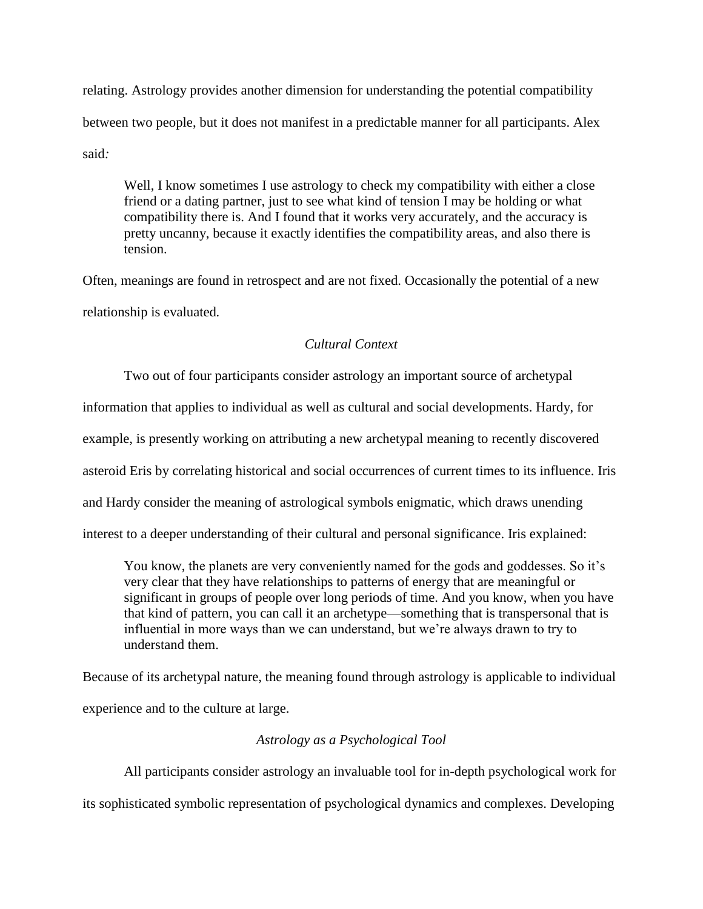relating. Astrology provides another dimension for understanding the potential compatibility between two people, but it does not manifest in a predictable manner for all participants. Alex said*:*

> Well, I know sometimes I use astrology to check my compatibility with either a close friend or a dating partner, just to see what kind of tension I may be holding or what compatibility there is. And I found that it works very accurately, and the accuracy is pretty uncanny, because it exactly identifies the compatibility areas, and also there is tension.

Often, meanings are found in retrospect and are not fixed. Occasionally the potential of a new relationship is evaluated.

### *Cultural Context*

Two out of four participants consider astrology an important source of archetypal information that applies to individual as well as cultural and social developments. Hardy, for example, is presently working on attributing a new archetypal meaning to recently discovered asteroid Eris by correlating historical and social occurrences of current times to its influence. Iris and Hardy consider the meaning of astrological symbols enigmatic, which draws unending interest to a deeper understanding of their cultural and personal significance. Iris explained:

> You know, the planets are very conveniently named for the gods and goddesses. So it's very clear that they have relationships to patterns of energy that are meaningful or significant in groups of people over long periods of time. And you know, when you have that kind of pattern, you can call it an archetype—something that is transpersonal that is influential in more ways than we can understand, but we're always drawn to try to understand them.

Because of its archetypal nature, the meaning found through astrology is applicable to individual experience and to the culture at large.

### *Astrology as a Psychological Tool*

All participants consider astrology an invaluable tool for in-depth psychological work for its sophisticated symbolic representation of psychological dynamics and complexes. Developing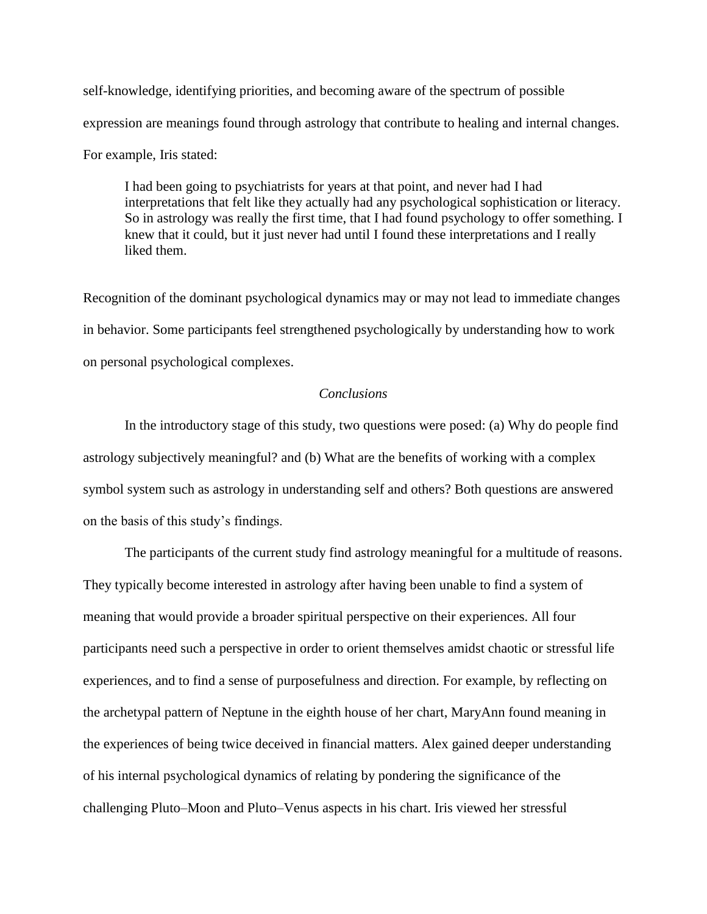self-knowledge, identifying priorities, and becoming aware of the spectrum of possible expression are meanings found through astrology that contribute to healing and internal changes. For example, Iris stated:

> I had been going to psychiatrists for years at that point, and never had I had interpretations that felt like they actually had any psychological sophistication or literacy. So in astrology was really the first time, that I had found psychology to offer something. I knew that it could, but it just never had until I found these interpretations and I really liked them.

Recognition of the dominant psychological dynamics may or may not lead to immediate changes in behavior. Some participants feel strengthened psychologically by understanding how to work on personal psychological complexes.

## *Conclusions*

In the introductory stage of this study, two questions were posed: (a) Why do people find astrology subjectively meaningful? and (b) What are the benefits of working with a complex symbol system such as astrology in understanding self and others? Both questions are answered on the basis of this study's findings.

The participants of the current study find astrology meaningful for a multitude of reasons. They typically become interested in astrology after having been unable to find a system of meaning that would provide a broader spiritual perspective on their experiences. All four participants need such a perspective in order to orient themselves amidst chaotic or stressful life experiences, and to find a sense of purposefulness and direction. For example, by reflecting on the archetypal pattern of Neptune in the eighth house of her chart, MaryAnn found meaning in the experiences of being twice deceived in financial matters. Alex gained deeper understanding of his internal psychological dynamics of relating by pondering the significance of the challenging Pluto–Moon and Pluto–Venus aspects in his chart. Iris viewed her stressful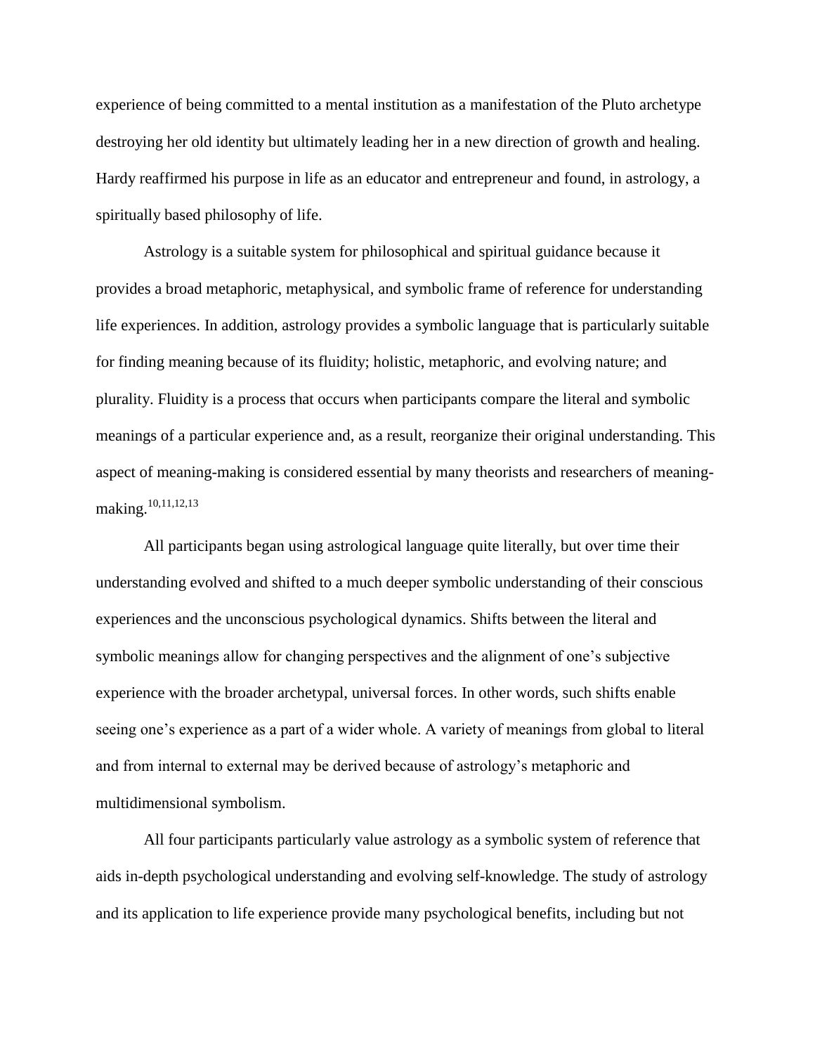experience of being committed to a mental institution as a manifestation of the Pluto archetype destroying her old identity but ultimately leading her in a new direction of growth and healing. Hardy reaffirmed his purpose in life as an educator and entrepreneur and found, in astrology, a spiritually based philosophy of life.

Astrology is a suitable system for philosophical and spiritual guidance because it provides a broad metaphoric, metaphysical, and symbolic frame of reference for understanding life experiences. In addition, astrology provides a symbolic language that is particularly suitable for finding meaning because of its fluidity; holistic, metaphoric, and evolving nature; and plurality. Fluidity is a process that occurs when participants compare the literal and symbolic meanings of a particular experience and, as a result, reorganize their original understanding. This aspect of meaning-making is considered essential by many theorists and researchers of meaning-making.[10,11,12,13]

All participants began using astrological language quite literally, but over time their understanding evolved and shifted to a much deeper symbolic understanding of their conscious experiences and the unconscious psychological dynamics. Shifts between the literal and symbolic meanings allow for changing perspectives and the alignment of one's subjective experience with the broader archetypal, universal forces. In other words, such shifts enable seeing one's experience as a part of a wider whole. A variety of meanings from global to literal and from internal to external may be derived because of astrology's metaphoric and multidimensional symbolism.

All four participants particularly value astrology as a symbolic system of reference that aids in-depth psychological understanding and evolving self-knowledge. The study of astrology and its application to life experience provide many psychological benefits, including but not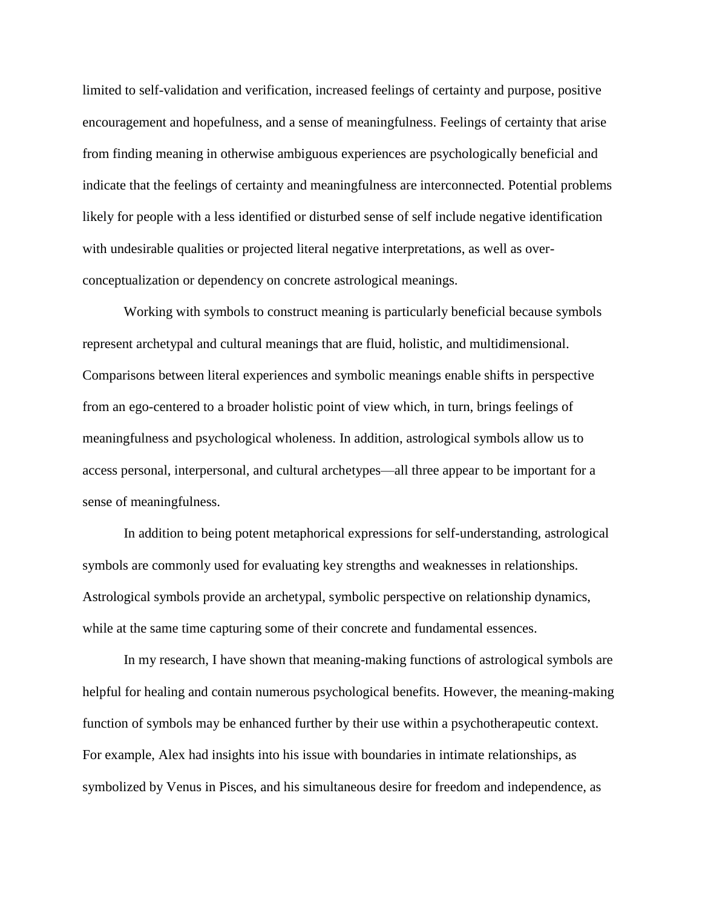limited to self-validation and verification, increased feelings of certainty and purpose, positive encouragement and hopefulness, and a sense of meaningfulness. Feelings of certainty that arise from finding meaning in otherwise ambiguous experiences are psychologically beneficial and indicate that the feelings of certainty and meaningfulness are interconnected. Potential problems likely for people with a less identified or disturbed sense of self include negative identification with undesirable qualities or projected literal negative interpretations, as well as over-conceptualization or dependency on concrete astrological meanings.

Working with symbols to construct meaning is particularly beneficial because symbols represent archetypal and cultural meanings that are fluid, holistic, and multidimensional. Comparisons between literal experiences and symbolic meanings enable shifts in perspective from an ego-centered to a broader holistic point of view which, in turn, brings feelings of meaningfulness and psychological wholeness. In addition, astrological symbols allow us to access personal, interpersonal, and cultural archetypes—all three appear to be important for a sense of meaningfulness.

In addition to being potent metaphorical expressions for self-understanding, astrological symbols are commonly used for evaluating key strengths and weaknesses in relationships. Astrological symbols provide an archetypal, symbolic perspective on relationship dynamics, while at the same time capturing some of their concrete and fundamental essences.

In my research, I have shown that meaning-making functions of astrological symbols are helpful for healing and contain numerous psychological benefits. However, the meaning-making function of symbols may be enhanced further by their use within a psychotherapeutic context. For example, Alex had insights into his issue with boundaries in intimate relationships, as symbolized by Venus in Pisces, and his simultaneous desire for freedom and independence, as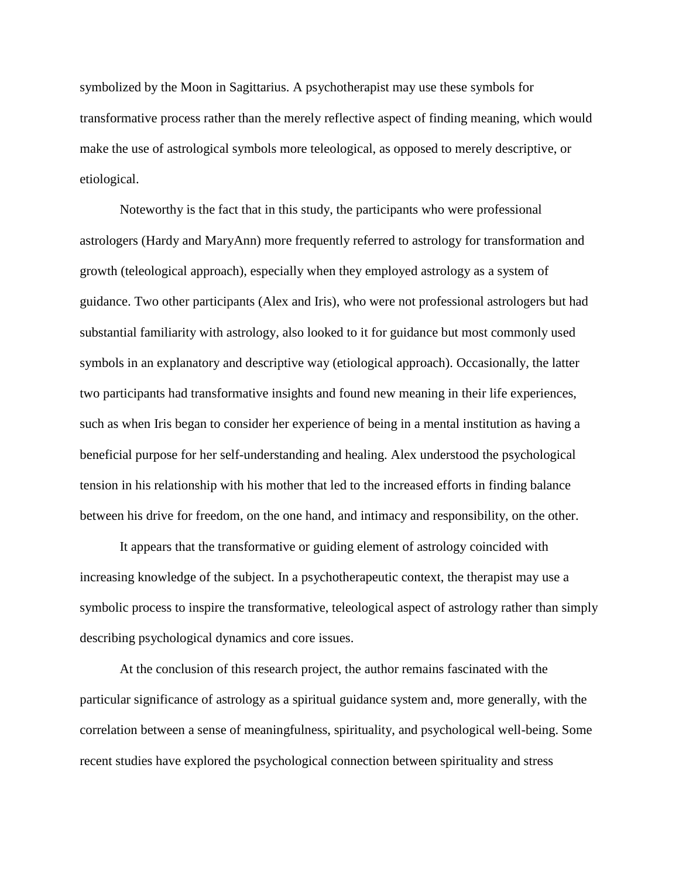symbolized by the Moon in Sagittarius. A psychotherapist may use these symbols for transformative process rather than the merely reflective aspect of finding meaning, which would make the use of astrological symbols more teleological, as opposed to merely descriptive, or etiological.

Noteworthy is the fact that in this study, the participants who were professional astrologers (Hardy and MaryAnn) more frequently referred to astrology for transformation and growth (teleological approach), especially when they employed astrology as a system of guidance. Two other participants (Alex and Iris), who were not professional astrologers but had substantial familiarity with astrology, also looked to it for guidance but most commonly used symbols in an explanatory and descriptive way (etiological approach). Occasionally, the latter two participants had transformative insights and found new meaning in their life experiences, such as when Iris began to consider her experience of being in a mental institution as having a beneficial purpose for her self-understanding and healing. Alex understood the psychological tension in his relationship with his mother that led to the increased efforts in finding balance between his drive for freedom, on the one hand, and intimacy and responsibility, on the other.

It appears that the transformative or guiding element of astrology coincided with increasing knowledge of the subject. In a psychotherapeutic context, the therapist may use a symbolic process to inspire the transformative, teleological aspect of astrology rather than simply describing psychological dynamics and core issues.

At the conclusion of this research project, the author remains fascinated with the particular significance of astrology as a spiritual guidance system and, more generally, with the correlation between a sense of meaningfulness, spirituality, and psychological well-being. Some recent studies have explored the psychological connection between spirituality and stress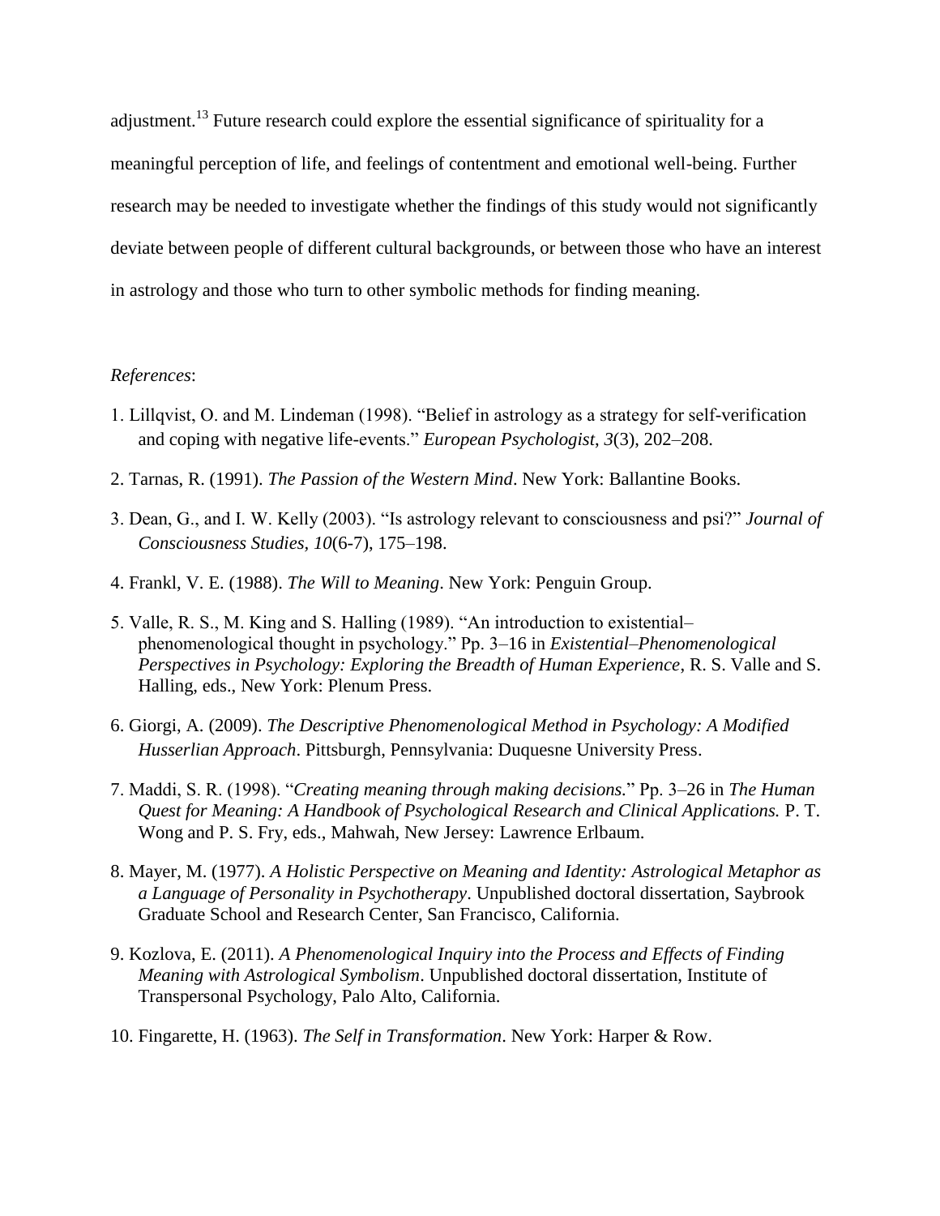adjustment.[13] Future research could explore the essential significance of spirituality for a meaningful perception of life, and feelings of contentment and emotional well-being. Further research may be needed to investigate whether the findings of this study would not significantly deviate between people of different cultural backgrounds, or between those who have an interest in astrology and those who turn to other symbolic methods for finding meaning.

*References*:

1. Lillqvist, O. and M. Lindeman (1998). "Belief in astrology as a strategy for self-verification and coping with negative life-events." *European Psychologist*, *3*(3), 202–208.

2. Tarnas, R. (1991). *The Passion of the Western Mind*. New York: Ballantine Books.

3. Dean, G., and I. W. Kelly (2003). "Is astrology relevant to consciousness and psi?" *Journal of Consciousness Studies, 10*(6-7), 175–198.

4. Frankl, V. E. (1988). *The Will to Meaning*. New York: Penguin Group.

5. Valle, R. S., M. King and S. Halling (1989). "An introduction to existential–phenomenological thought in psychology." Pp. 3–16 in *Existential–Phenomenological Perspectives in Psychology: Exploring the Breadth of Human Experience*, R. S. Valle and S. Halling, eds., New York: Plenum Press.

6. Giorgi, A. (2009). *The Descriptive Phenomenological Method in Psychology: A Modified Husserlian Approach*. Pittsburgh, Pennsylvania: Duquesne University Press.

7. Maddi, S. R. (1998). "*Creating meaning through making decisions.*" Pp. 3–26 in *The Human Quest for Meaning: A Handbook of Psychological Research and Clinical Applications.* P. T. Wong and P. S. Fry, eds., Mahwah, New Jersey: Lawrence Erlbaum.

8. Mayer, M. (1977). *A Holistic Perspective on Meaning and Identity: Astrological Metaphor as a Language of Personality in Psychotherapy*. Unpublished doctoral dissertation, Saybrook Graduate School and Research Center, San Francisco, California.

9. Kozlova, E. (2011). *A Phenomenological Inquiry into the Process and Effects of Finding Meaning with Astrological Symbolism*. Unpublished doctoral dissertation, Institute of Transpersonal Psychology, Palo Alto, California.

10. Fingarette, H. (1963). *The Self in Transformation*. New York: Harper & Row.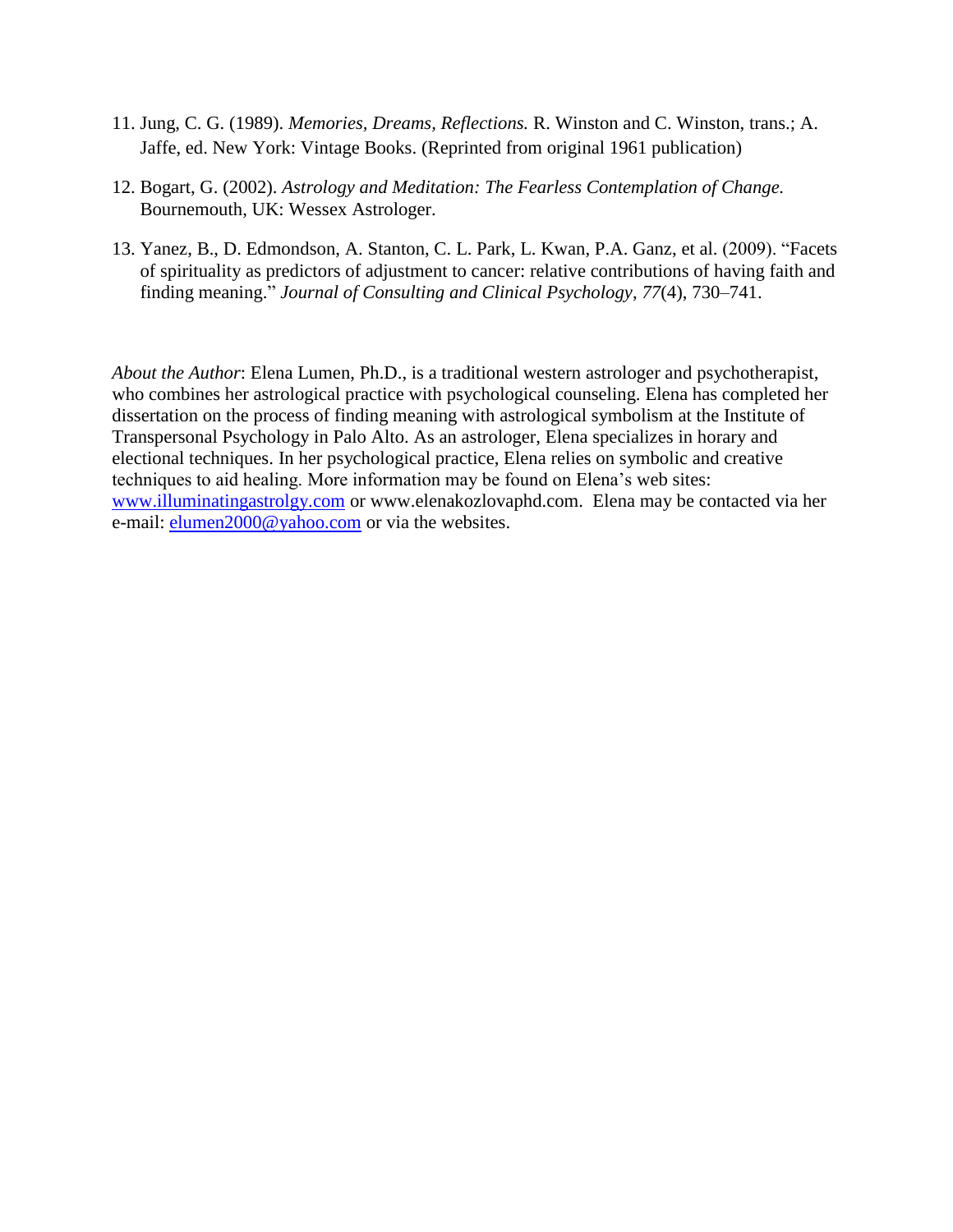11. Jung, C. G. (1989). *Memories, Dreams, Reflections.* R. Winston and C. Winston, trans.; A. Jaffe, ed. New York: Vintage Books. (Reprinted from original 1961 publication)

12. Bogart, G. (2002). *Astrology and Meditation: The Fearless Contemplation of Change.* Bournemouth, UK: Wessex Astrologer.

13. Yanez, B., D. Edmondson, A. Stanton, C. L. Park, L. Kwan, P.A. Ganz, et al. (2009). "Facets of spirituality as predictors of adjustment to cancer: relative contributions of having faith and finding meaning." *Journal of Consulting and Clinical Psychology*, *77*(4), 730–741.

*About the Author*: Elena Lumen, Ph.D., is a traditional western astrologer and psychotherapist, who combines her astrological practice with psychological counseling. Elena has completed her dissertation on the process of finding meaning with astrological symbolism at the Institute of Transpersonal Psychology in Palo Alto. As an astrologer, Elena specializes in horary and electional techniques. In her psychological practice, Elena relies on symbolic and creative techniques to aid healing. More information may be found on Elena's web sites: [www.illuminatingastrolgy.com](www.illuminatingastrolgy.com) or www.elenakozlovaphd.com. Elena may be contacted via her e-mail: [elumen2000@yahoo.com](mailto:elumen2000@yahoo.com) or via the websites.